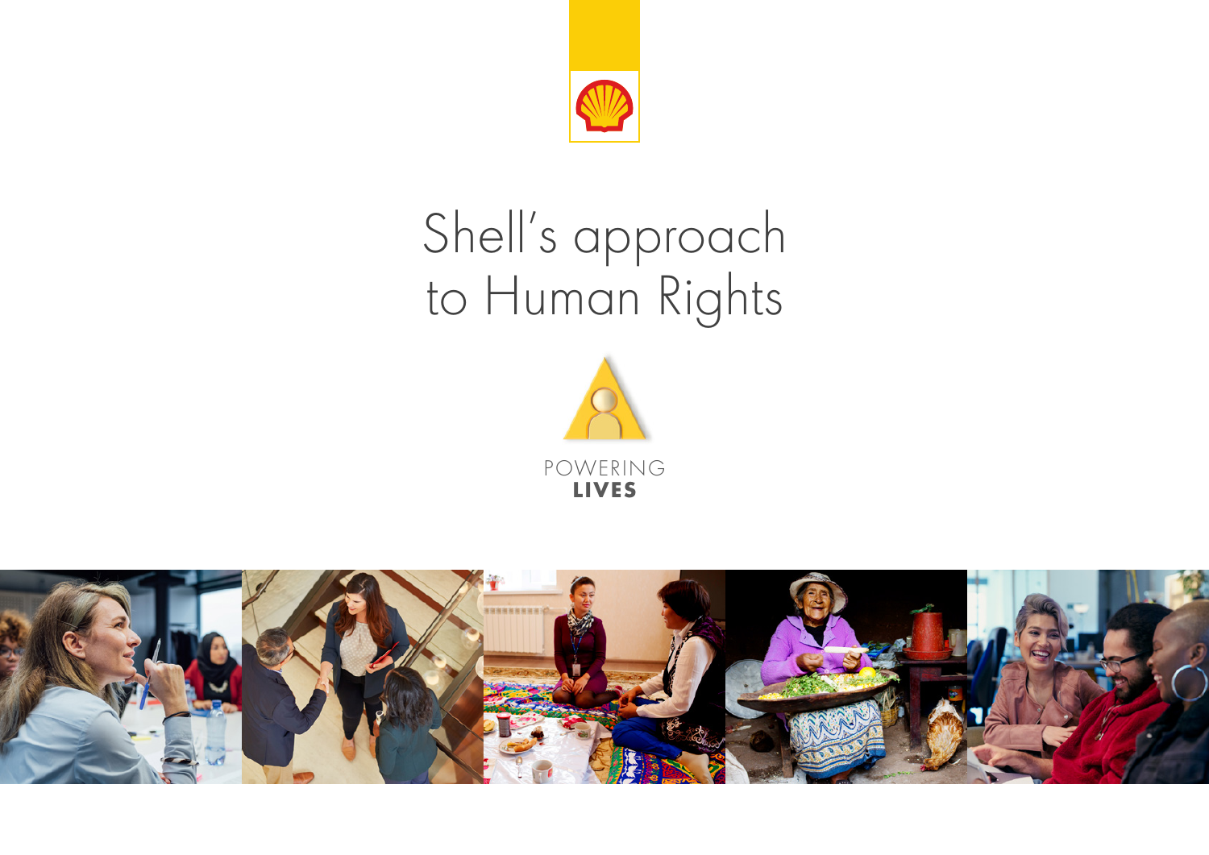# Shell's approach to Human Rights

POWERING
**LIVES**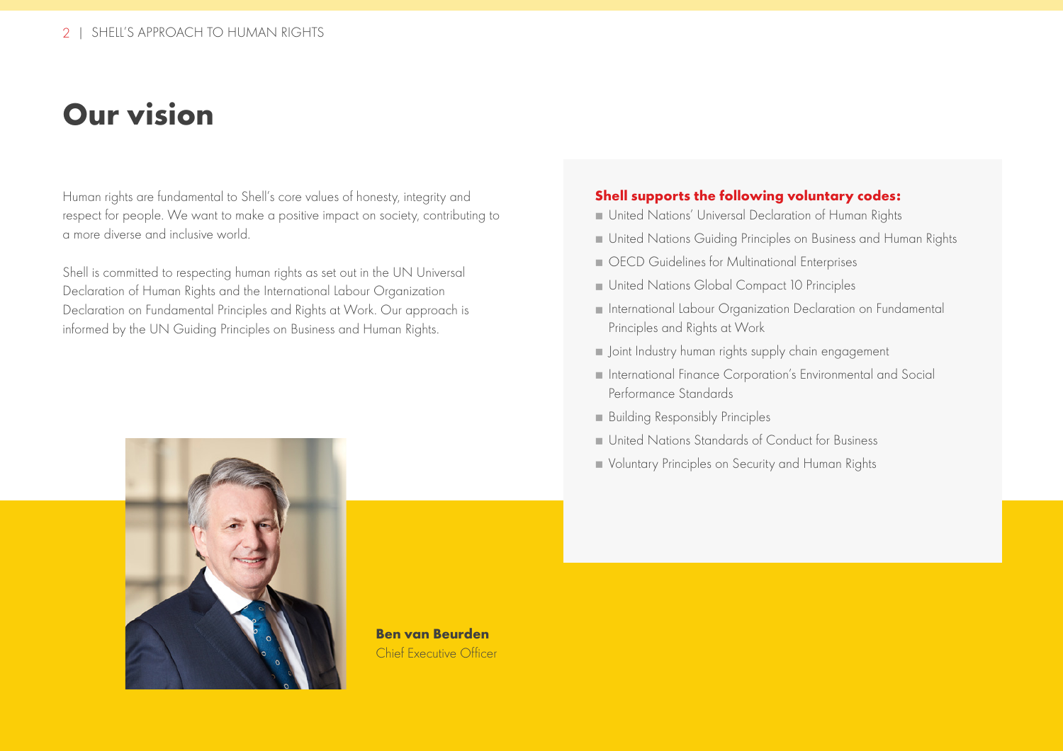# Our vision

Human rights are fundamental to Shell's core values of honesty, integrity and respect for people. We want to make a positive impact on society, contributing to a more diverse and inclusive world.

Shell is committed to respecting human rights as set out in the UN Universal Declaration of Human Rights and the International Labour Organization Declaration on Fundamental Principles and Rights at Work. Our approach is informed by the UN Guiding Principles on Business and Human Rights.

**Ben van Beurden**
Chief Executive Officer

**Shell supports the following voluntary codes:**

- United Nations' Universal Declaration of Human Rights
- United Nations Guiding Principles on Business and Human Rights
- OECD Guidelines for Multinational Enterprises
- United Nations Global Compact 10 Principles
- International Labour Organization Declaration on Fundamental Principles and Rights at Work
- Joint Industry human rights supply chain engagement
- International Finance Corporation's Environmental and Social Performance Standards
- Building Responsibly Principles
- United Nations Standards of Conduct for Business
- Voluntary Principles on Security and Human Rights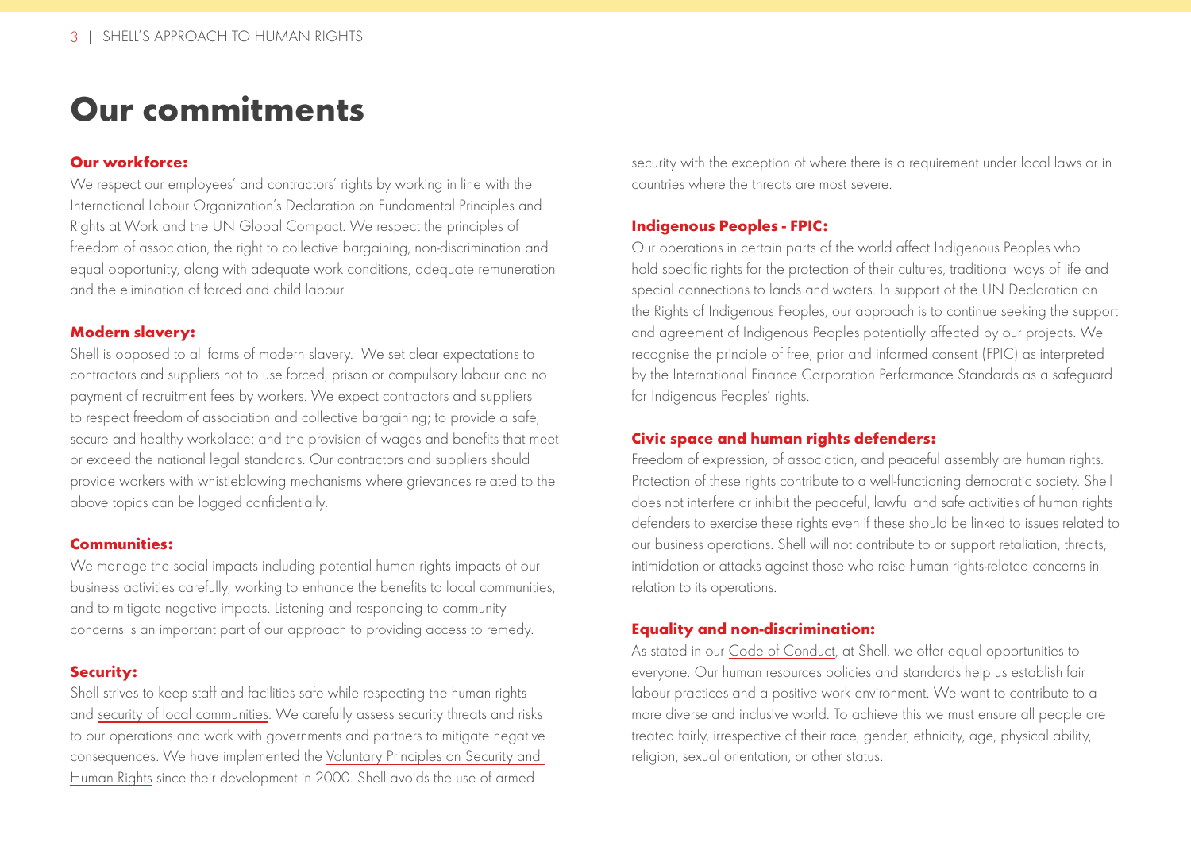# Our commitments

**Our workforce:**

We respect our employees' and contractors' rights by working in line with the International Labour Organization's Declaration on Fundamental Principles and Rights at Work and the UN Global Compact. We respect the principles of freedom of association, the right to collective bargaining, non-discrimination and equal opportunity, along with adequate work conditions, adequate remuneration and the elimination of forced and child labour.

**Modern slavery:**

Shell is opposed to all forms of modern slavery. We set clear expectations to contractors and suppliers not to use forced, prison or compulsory labour and no payment of recruitment fees by workers. We expect contractors and suppliers to respect freedom of association and collective bargaining; to provide a safe, secure and healthy workplace; and the provision of wages and benefits that meet or exceed the national legal standards. Our contractors and suppliers should provide workers with whistleblowing mechanisms where grievances related to the above topics can be logged confidentially.

**Communities:**

We manage the social impacts including potential human rights impacts of our business activities carefully, working to enhance the benefits to local communities, and to mitigate negative impacts. Listening and responding to community concerns is an important part of our approach to providing access to remedy.

**Security:**

Shell strives to keep staff and facilities safe while respecting the human rights and security of local communities. We carefully assess security threats and risks to our operations and work with governments and partners to mitigate negative consequences. We have implemented the Voluntary Principles on Security and Human Rights since their development in 2000. Shell avoids the use of armed security with the exception of where there is a requirement under local laws or in countries where the threats are most severe.

**Indigenous Peoples - FPIC:**

Our operations in certain parts of the world affect Indigenous Peoples who hold specific rights for the protection of their cultures, traditional ways of life and special connections to lands and waters. In support of the UN Declaration on the Rights of Indigenous Peoples, our approach is to continue seeking the support and agreement of Indigenous Peoples potentially affected by our projects. We recognise the principle of free, prior and informed consent (FPIC) as interpreted by the International Finance Corporation Performance Standards as a safeguard for Indigenous Peoples' rights.

**Civic space and human rights defenders:**

Freedom of expression, of association, and peaceful assembly are human rights. Protection of these rights contribute to a well-functioning democratic society. Shell does not interfere or inhibit the peaceful, lawful and safe activities of human rights defenders to exercise these rights even if these should be linked to issues related to our business operations. Shell will not contribute to or support retaliation, threats, intimidation or attacks against those who raise human rights-related concerns in relation to its operations.

**Equality and non-discrimination:**

As stated in our Code of Conduct, at Shell, we offer equal opportunities to everyone. Our human resources policies and standards help us establish fair labour practices and a positive work environment. We want to contribute to a more diverse and inclusive world. To achieve this we must ensure all people are treated fairly, irrespective of their race, gender, ethnicity, age, physical ability, religion, sexual orientation, or other status.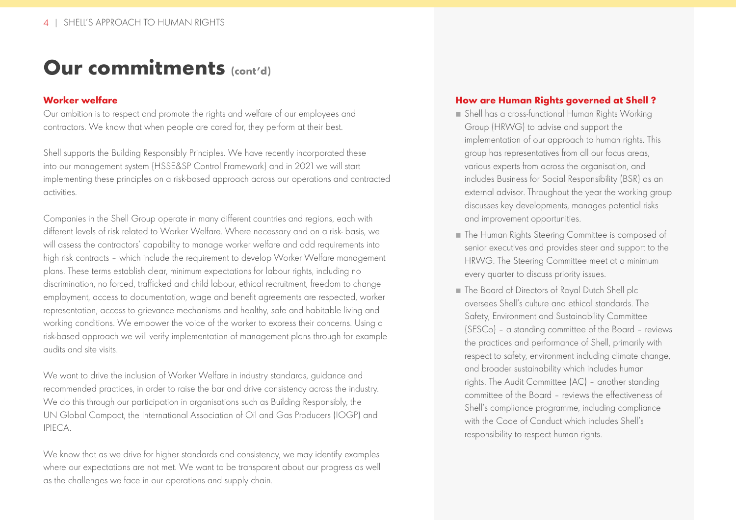# Our commitments (cont'd)

## Worker welfare

Our ambition is to respect and promote the rights and welfare of our employees and contractors. We know that when people are cared for, they perform at their best.

Shell supports the Building Responsibly Principles. We have recently incorporated these into our management system (HSSE&SP Control Framework) and in 2021 we will start implementing these principles on a risk-based approach across our operations and contracted activities.

Companies in the Shell Group operate in many different countries and regions, each with different levels of risk related to Worker Welfare. Where necessary and on a risk- basis, we will assess the contractors' capability to manage worker welfare and add requirements into high risk contracts – which include the requirement to develop Worker Welfare management plans. These terms establish clear, minimum expectations for labour rights, including no discrimination, no forced, trafficked and child labour, ethical recruitment, freedom to change employment, access to documentation, wage and benefit agreements are respected, worker representation, access to grievance mechanisms and healthy, safe and habitable living and working conditions. We empower the voice of the worker to express their concerns. Using a risk-based approach we will verify implementation of management plans through for example audits and site visits.

We want to drive the inclusion of Worker Welfare in industry standards, guidance and recommended practices, in order to raise the bar and drive consistency across the industry. We do this through our participation in organisations such as Building Responsibly, the UN Global Compact, the International Association of Oil and Gas Producers (IOGP) and IPIECA.

We know that as we drive for higher standards and consistency, we may identify examples where our expectations are not met. We want to be transparent about our progress as well as the challenges we face in our operations and supply chain.

## How are Human Rights governed at Shell ?

- Shell has a cross-functional Human Rights Working Group (HRWG) to advise and support the implementation of our approach to human rights. This group has representatives from all our focus areas, various experts from across the organisation, and includes Business for Social Responsibility (BSR) as an external advisor. Throughout the year the working group discusses key developments, manages potential risks and improvement opportunities.
- The Human Rights Steering Committee is composed of senior executives and provides steer and support to the HRWG. The Steering Committee meet at a minimum every quarter to discuss priority issues.
- The Board of Directors of Royal Dutch Shell plc oversees Shell's culture and ethical standards. The Safety, Environment and Sustainability Committee (SESCo) – a standing committee of the Board – reviews the practices and performance of Shell, primarily with respect to safety, environment including climate change, and broader sustainability which includes human rights. The Audit Committee (AC) – another standing committee of the Board – reviews the effectiveness of Shell's compliance programme, including compliance with the Code of Conduct which includes Shell's responsibility to respect human rights.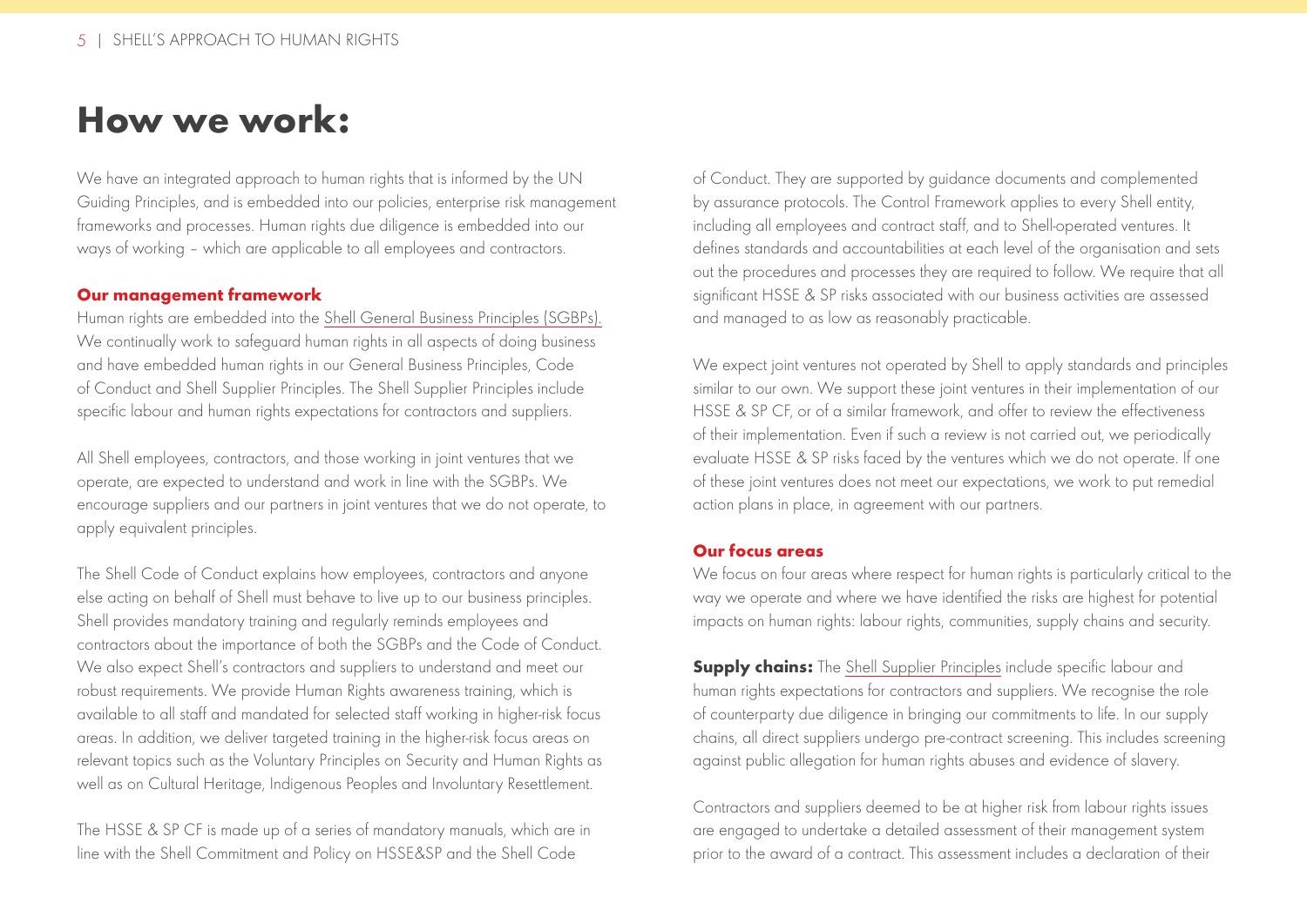# How we work:

We have an integrated approach to human rights that is informed by the UN Guiding Principles, and is embedded into our policies, enterprise risk management frameworks and processes. Human rights due diligence is embedded into our ways of working – which are applicable to all employees and contractors.

### Our management framework

Human rights are embedded into the Shell General Business Principles (SGBPs). We continually work to safeguard human rights in all aspects of doing business and have embedded human rights in our General Business Principles, Code of Conduct and Shell Supplier Principles. The Shell Supplier Principles include specific labour and human rights expectations for contractors and suppliers.

All Shell employees, contractors, and those working in joint ventures that we operate, are expected to understand and work in line with the SGBPs. We encourage suppliers and our partners in joint ventures that we do not operate, to apply equivalent principles.

The Shell Code of Conduct explains how employees, contractors and anyone else acting on behalf of Shell must behave to live up to our business principles. Shell provides mandatory training and regularly reminds employees and contractors about the importance of both the SGBPs and the Code of Conduct. We also expect Shell's contractors and suppliers to understand and meet our robust requirements. We provide Human Rights awareness training, which is available to all staff and mandated for selected staff working in higher-risk focus areas. In addition, we deliver targeted training in the higher-risk focus areas on relevant topics such as the Voluntary Principles on Security and Human Rights as well as on Cultural Heritage, Indigenous Peoples and Involuntary Resettlement.

The HSSE & SP CF is made up of a series of mandatory manuals, which are in line with the Shell Commitment and Policy on HSSE&SP and the Shell Code of Conduct. They are supported by guidance documents and complemented by assurance protocols. The Control Framework applies to every Shell entity, including all employees and contract staff, and to Shell-operated ventures. It defines standards and accountabilities at each level of the organisation and sets out the procedures and processes they are required to follow. We require that all significant HSSE & SP risks associated with our business activities are assessed and managed to as low as reasonably practicable.

We expect joint ventures not operated by Shell to apply standards and principles similar to our own. We support these joint ventures in their implementation of our HSSE & SP CF, or of a similar framework, and offer to review the effectiveness of their implementation. Even if such a review is not carried out, we periodically evaluate HSSE & SP risks faced by the ventures which we do not operate. If one of these joint ventures does not meet our expectations, we work to put remedial action plans in place, in agreement with our partners.

### Our focus areas

We focus on four areas where respect for human rights is particularly critical to the way we operate and where we have identified the risks are highest for potential impacts on human rights: labour rights, communities, supply chains and security.

**Supply chains:** The Shell Supplier Principles include specific labour and human rights expectations for contractors and suppliers. We recognise the role of counterparty due diligence in bringing our commitments to life. In our supply chains, all direct suppliers undergo pre-contract screening. This includes screening against public allegation for human rights abuses and evidence of slavery.

Contractors and suppliers deemed to be at higher risk from labour rights issues are engaged to undertake a detailed assessment of their management system prior to the award of a contract. This assessment includes a declaration of their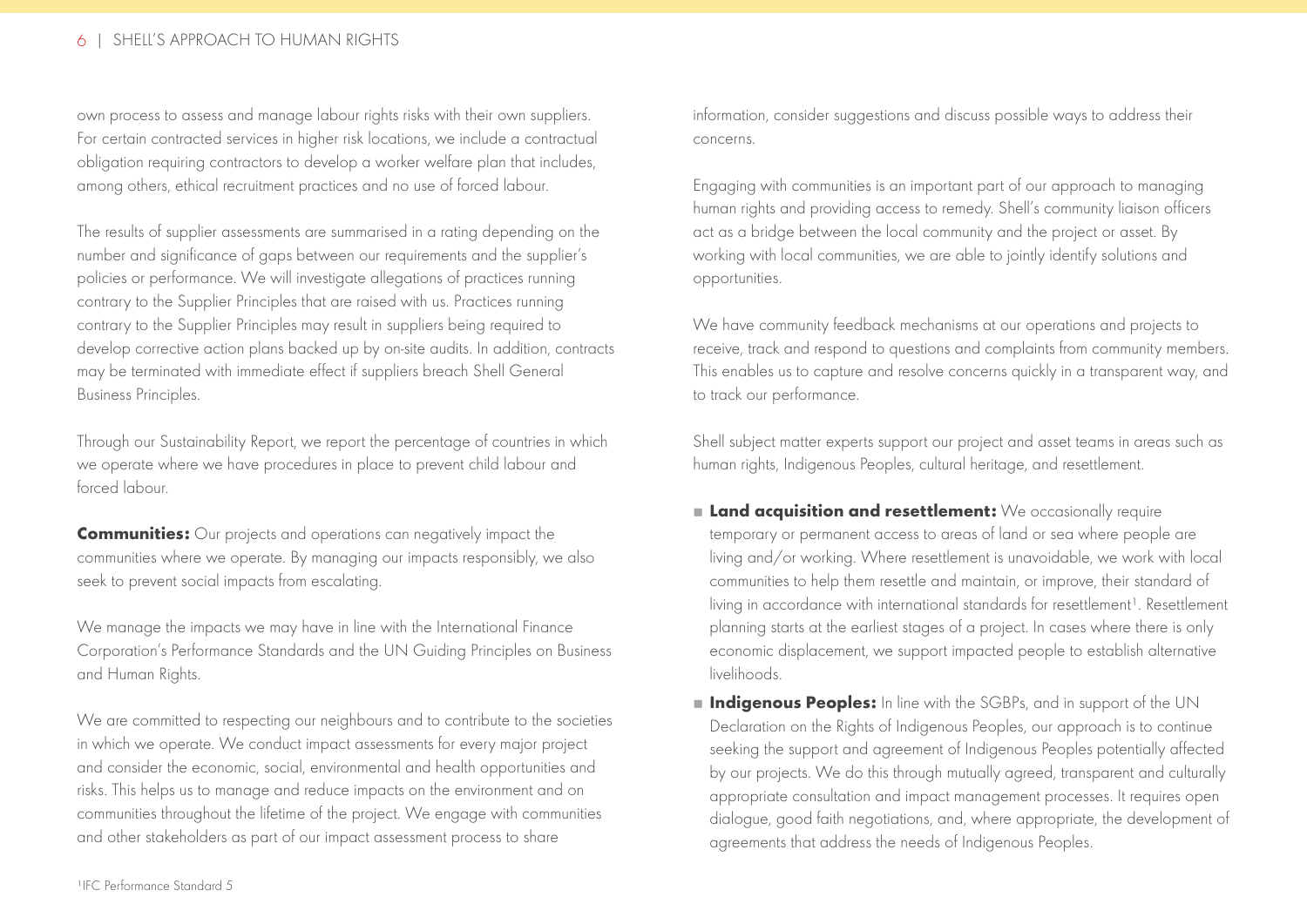own process to assess and manage labour rights risks with their own suppliers. For certain contracted services in higher risk locations, we include a contractual obligation requiring contractors to develop a worker welfare plan that includes, among others, ethical recruitment practices and no use of forced labour.

The results of supplier assessments are summarised in a rating depending on the number and significance of gaps between our requirements and the supplier's policies or performance. We will investigate allegations of practices running contrary to the Supplier Principles that are raised with us. Practices running contrary to the Supplier Principles may result in suppliers being required to develop corrective action plans backed up by on-site audits. In addition, contracts may be terminated with immediate effect if suppliers breach Shell General Business Principles.

Through our Sustainability Report, we report the percentage of countries in which we operate where we have procedures in place to prevent child labour and forced labour.

**Communities:** Our projects and operations can negatively impact the communities where we operate. By managing our impacts responsibly, we also seek to prevent social impacts from escalating.

We manage the impacts we may have in line with the International Finance Corporation's Performance Standards and the UN Guiding Principles on Business and Human Rights.

We are committed to respecting our neighbours and to contribute to the societies in which we operate. We conduct impact assessments for every major project and consider the economic, social, environmental and health opportunities and risks. This helps us to manage and reduce impacts on the environment and on communities throughout the lifetime of the project. We engage with communities and other stakeholders as part of our impact assessment process to share information, consider suggestions and discuss possible ways to address their concerns.

Engaging with communities is an important part of our approach to managing human rights and providing access to remedy. Shell's community liaison officers act as a bridge between the local community and the project or asset. By working with local communities, we are able to jointly identify solutions and opportunities.

We have community feedback mechanisms at our operations and projects to receive, track and respond to questions and complaints from community members. This enables us to capture and resolve concerns quickly in a transparent way, and to track our performance.

Shell subject matter experts support our project and asset teams in areas such as human rights, Indigenous Peoples, cultural heritage, and resettlement.

- **Land acquisition and resettlement:** We occasionally require temporary or permanent access to areas of land or sea where people are living and/or working. Where resettlement is unavoidable, we work with local communities to help them resettle and maintain, or improve, their standard of living in accordance with international standards for resettlement[1]. Resettlement planning starts at the earliest stages of a project. In cases where there is only economic displacement, we support impacted people to establish alternative livelihoods.
- **Indigenous Peoples:** In line with the SGBPs, and in support of the UN Declaration on the Rights of Indigenous Peoples, our approach is to continue seeking the support and agreement of Indigenous Peoples potentially affected by our projects. We do this through mutually agreed, transparent and culturally appropriate consultation and impact management processes. It requires open dialogue, good faith negotiations, and, where appropriate, the development of agreements that address the needs of Indigenous Peoples.

[1] IFC Performance Standard 5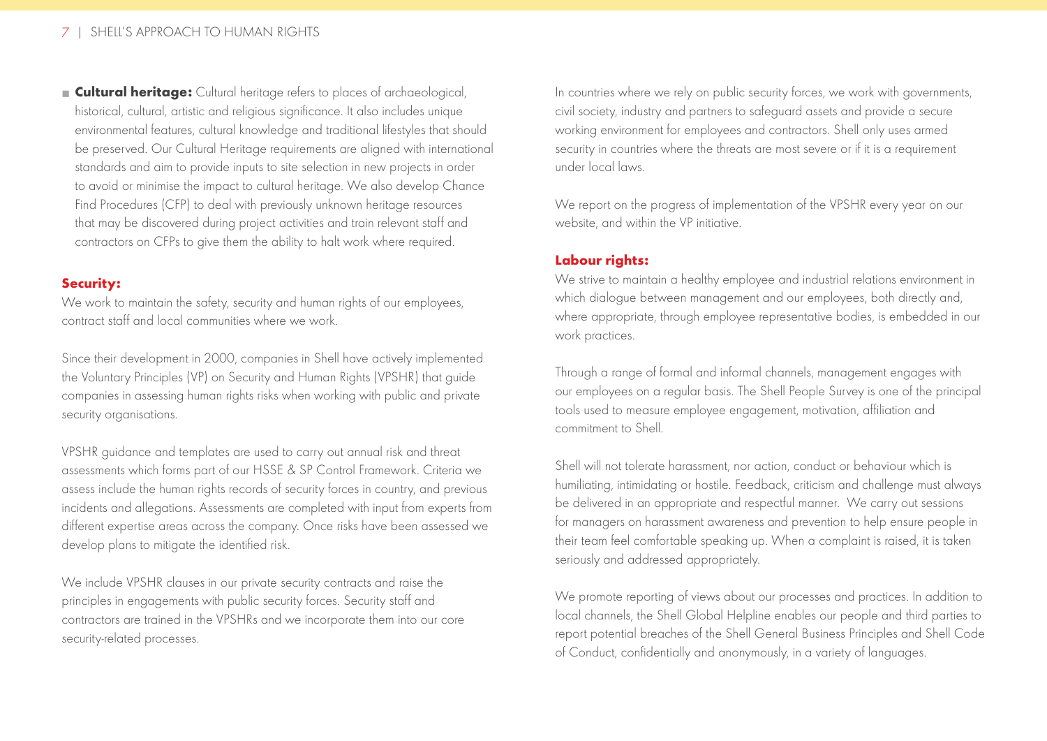- **Cultural heritage:** Cultural heritage refers to places of archaeological, historical, cultural, artistic and religious significance. It also includes unique environmental features, cultural knowledge and traditional lifestyles that should be preserved. Our Cultural Heritage requirements are aligned with international standards and aim to provide inputs to site selection in new projects in order to avoid or minimise the impact to cultural heritage. We also develop Chance Find Procedures (CFP) to deal with previously unknown heritage resources that may be discovered during project activities and train relevant staff and contractors on CFPs to give them the ability to halt work where required.

### Security:

We work to maintain the safety, security and human rights of our employees, contract staff and local communities where we work.

Since their development in 2000, companies in Shell have actively implemented the Voluntary Principles (VP) on Security and Human Rights (VPSHR) that guide companies in assessing human rights risks when working with public and private security organisations.

VPSHR guidance and templates are used to carry out annual risk and threat assessments which forms part of our HSSE & SP Control Framework. Criteria we assess include the human rights records of security forces in country, and previous incidents and allegations. Assessments are completed with input from experts from different expertise areas across the company. Once risks have been assessed we develop plans to mitigate the identified risk.

We include VPSHR clauses in our private security contracts and raise the principles in engagements with public security forces. Security staff and contractors are trained in the VPSHRs and we incorporate them into our core security-related processes.

In countries where we rely on public security forces, we work with governments, civil society, industry and partners to safeguard assets and provide a secure working environment for employees and contractors. Shell only uses armed security in countries where the threats are most severe or if it is a requirement under local laws.

We report on the progress of implementation of the VPSHR every year on our website, and within the VP initiative.

### Labour rights:

We strive to maintain a healthy employee and industrial relations environment in which dialogue between management and our employees, both directly and, where appropriate, through employee representative bodies, is embedded in our work practices.

Through a range of formal and informal channels, management engages with our employees on a regular basis. The Shell People Survey is one of the principal tools used to measure employee engagement, motivation, affiliation and commitment to Shell.

Shell will not tolerate harassment, nor action, conduct or behaviour which is humiliating, intimidating or hostile. Feedback, criticism and challenge must always be delivered in an appropriate and respectful manner. We carry out sessions for managers on harassment awareness and prevention to help ensure people in their team feel comfortable speaking up. When a complaint is raised, it is taken seriously and addressed appropriately.

We promote reporting of views about our processes and practices. In addition to local channels, the Shell Global Helpline enables our people and third parties to report potential breaches of the Shell General Business Principles and Shell Code of Conduct, confidentially and anonymously, in a variety of languages.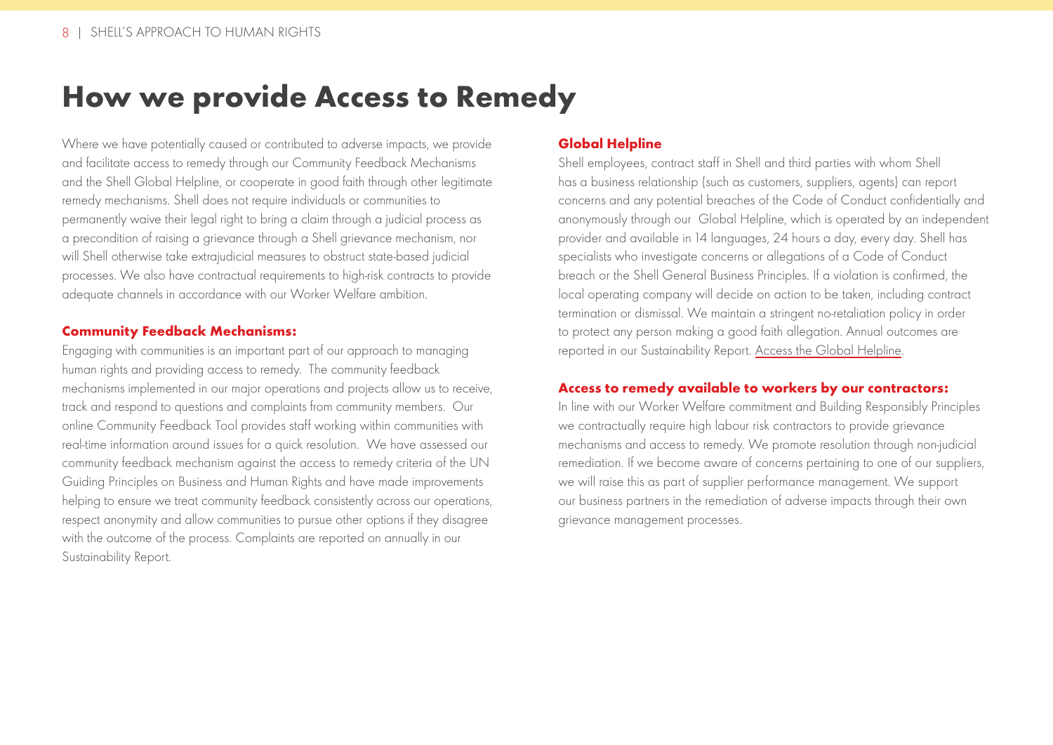# How we provide Access to Remedy

Where we have potentially caused or contributed to adverse impacts, we provide and facilitate access to remedy through our Community Feedback Mechanisms and the Shell Global Helpline, or cooperate in good faith through other legitimate remedy mechanisms. Shell does not require individuals or communities to permanently waive their legal right to bring a claim through a judicial process as a precondition of raising a grievance through a Shell grievance mechanism, nor will Shell otherwise take extrajudicial measures to obstruct state-based judicial processes. We also have contractual requirements to high-risk contracts to provide adequate channels in accordance with our Worker Welfare ambition.

**Community Feedback Mechanisms:**

Engaging with communities is an important part of our approach to managing human rights and providing access to remedy. The community feedback mechanisms implemented in our major operations and projects allow us to receive, track and respond to questions and complaints from community members. Our online Community Feedback Tool provides staff working within communities with real-time information around issues for a quick resolution. We have assessed our community feedback mechanism against the access to remedy criteria of the UN Guiding Principles on Business and Human Rights and have made improvements helping to ensure we treat community feedback consistently across our operations, respect anonymity and allow communities to pursue other options if they disagree with the outcome of the process. Complaints are reported on annually in our Sustainability Report.

**Global Helpline**

Shell employees, contract staff in Shell and third parties with whom Shell has a business relationship (such as customers, suppliers, agents) can report concerns and any potential breaches of the Code of Conduct confidentially and anonymously through our Global Helpline, which is operated by an independent provider and available in 14 languages, 24 hours a day, every day. Shell has specialists who investigate concerns or allegations of a Code of Conduct breach or the Shell General Business Principles. If a violation is confirmed, the local operating company will decide on action to be taken, including contract termination or dismissal. We maintain a stringent no-retaliation policy in order to protect any person making a good faith allegation. Annual outcomes are reported in our Sustainability Report. Access the Global Helpline.

**Access to remedy available to workers by our contractors:**

In line with our Worker Welfare commitment and Building Responsibly Principles we contractually require high labour risk contractors to provide grievance mechanisms and access to remedy. We promote resolution through non-judicial remediation. If we become aware of concerns pertaining to one of our suppliers, we will raise this as part of supplier performance management. We support our business partners in the remediation of adverse impacts through their own grievance management processes.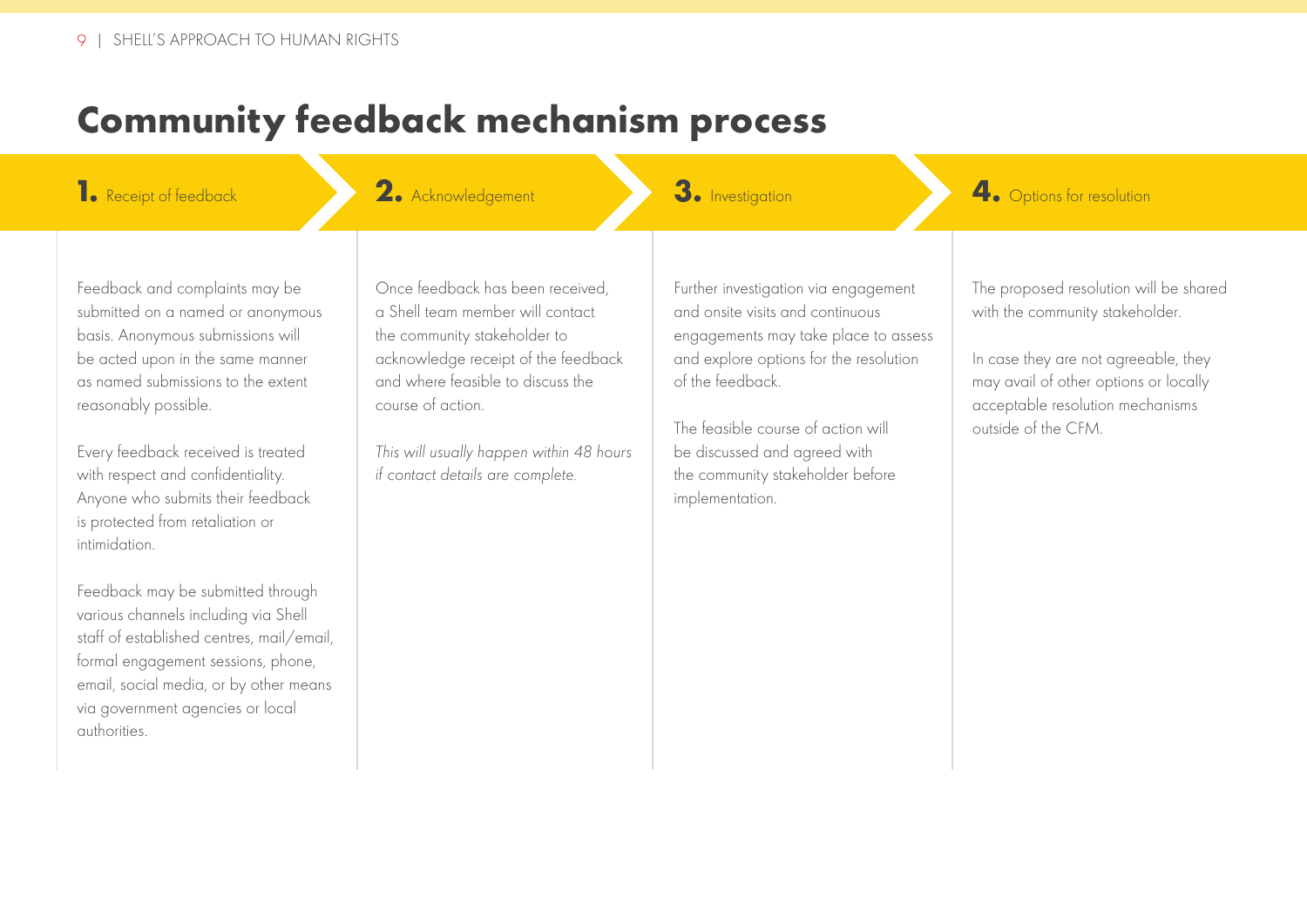# Community feedback mechanism process

## 1. Receipt of feedback

Feedback and complaints may be submitted on a named or anonymous basis. Anonymous submissions will be acted upon in the same manner as named submissions to the extent reasonably possible.

Every feedback received is treated with respect and confidentiality. Anyone who submits their feedback is protected from retaliation or intimidation.

Feedback may be submitted through various channels including via Shell staff of established centres, mail/email, formal engagement sessions, phone, email, social media, or by other means via government agencies or local authorities.

## 2. Acknowledgement

Once feedback has been received, a Shell team member will contact the community stakeholder to acknowledge receipt of the feedback and where feasible to discuss the course of action.

*This will usually happen within 48 hours if contact details are complete.*

## 3. Investigation

Further investigation via engagement and onsite visits and continuous engagements may take place to assess and explore options for the resolution of the feedback.

The feasible course of action will be discussed and agreed with the community stakeholder before implementation.

## 4. Options for resolution

The proposed resolution will be shared with the community stakeholder.

In case they are not agreeable, they may avail of other options or locally acceptable resolution mechanisms outside of the CFM.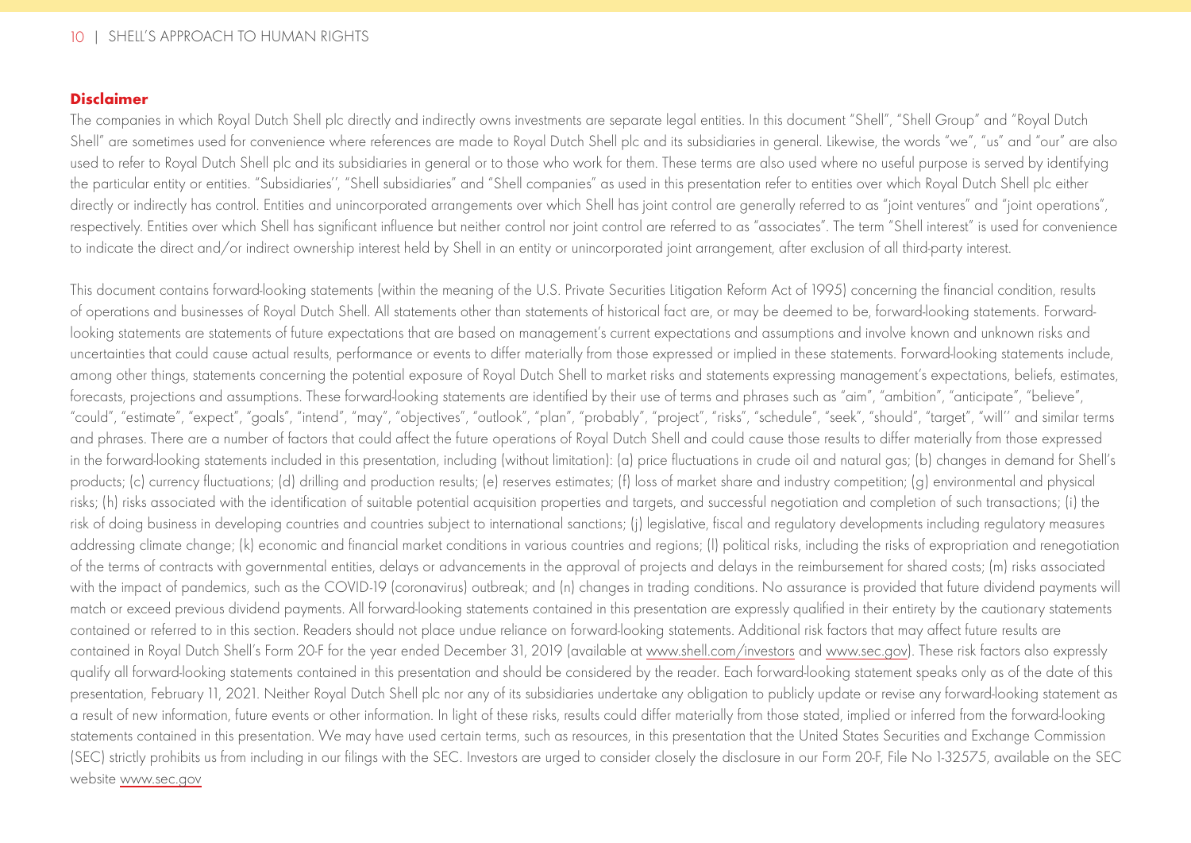**Disclaimer**

The companies in which Royal Dutch Shell plc directly and indirectly owns investments are separate legal entities. In this document "Shell", "Shell Group" and "Royal Dutch Shell" are sometimes used for convenience where references are made to Royal Dutch Shell plc and its subsidiaries in general. Likewise, the words "we", "us" and "our" are also used to refer to Royal Dutch Shell plc and its subsidiaries in general or to those who work for them. These terms are also used where no useful purpose is served by identifying the particular entity or entities. "Subsidiaries'', "Shell subsidiaries" and "Shell companies" as used in this presentation refer to entities over which Royal Dutch Shell plc either directly or indirectly has control. Entities and unincorporated arrangements over which Shell has joint control are generally referred to as "joint ventures" and "joint operations", respectively. Entities over which Shell has significant influence but neither control nor joint control are referred to as "associates". The term "Shell interest" is used for convenience to indicate the direct and/or indirect ownership interest held by Shell in an entity or unincorporated joint arrangement, after exclusion of all third-party interest.

This document contains forward-looking statements (within the meaning of the U.S. Private Securities Litigation Reform Act of 1995) concerning the financial condition, results of operations and businesses of Royal Dutch Shell. All statements other than statements of historical fact are, or may be deemed to be, forward-looking statements. Forward-looking statements are statements of future expectations that are based on management's current expectations and assumptions and involve known and unknown risks and uncertainties that could cause actual results, performance or events to differ materially from those expressed or implied in these statements. Forward-looking statements include, among other things, statements concerning the potential exposure of Royal Dutch Shell to market risks and statements expressing management's expectations, beliefs, estimates, forecasts, projections and assumptions. These forward-looking statements are identified by their use of terms and phrases such as "aim", "ambition", "anticipate", "believe", "could", "estimate", "expect", "goals", "intend", "may", "objectives", "outlook", "plan", "probably", "project", "risks", "schedule", "seek", "should", "target", "will'' and similar terms and phrases. There are a number of factors that could affect the future operations of Royal Dutch Shell and could cause those results to differ materially from those expressed in the forward-looking statements included in this presentation, including (without limitation): (a) price fluctuations in crude oil and natural gas; (b) changes in demand for Shell's products; (c) currency fluctuations; (d) drilling and production results; (e) reserves estimates; (f) loss of market share and industry competition; (g) environmental and physical risks; (h) risks associated with the identification of suitable potential acquisition properties and targets, and successful negotiation and completion of such transactions; (i) the risk of doing business in developing countries and countries subject to international sanctions; (j) legislative, fiscal and regulatory developments including regulatory measures addressing climate change; (k) economic and financial market conditions in various countries and regions; (l) political risks, including the risks of expropriation and renegotiation of the terms of contracts with governmental entities, delays or advancements in the approval of projects and delays in the reimbursement for shared costs; (m) risks associated with the impact of pandemics, such as the COVID-19 (coronavirus) outbreak; and (n) changes in trading conditions. No assurance is provided that future dividend payments will match or exceed previous dividend payments. All forward-looking statements contained in this presentation are expressly qualified in their entirety by the cautionary statements contained or referred to in this section. Readers should not place undue reliance on forward-looking statements. Additional risk factors that may affect future results are contained in Royal Dutch Shell's Form 20-F for the year ended December 31, 2019 (available at www.shell.com/investors and www.sec.gov). These risk factors also expressly qualify all forward-looking statements contained in this presentation and should be considered by the reader. Each forward-looking statement speaks only as of the date of this presentation, February 11, 2021. Neither Royal Dutch Shell plc nor any of its subsidiaries undertake any obligation to publicly update or revise any forward-looking statement as a result of new information, future events or other information. In light of these risks, results could differ materially from those stated, implied or inferred from the forward-looking statements contained in this presentation. We may have used certain terms, such as resources, in this presentation that the United States Securities and Exchange Commission (SEC) strictly prohibits us from including in our filings with the SEC. Investors are urged to consider closely the disclosure in our Form 20-F, File No 1-32575, available on the SEC website www.sec.gov